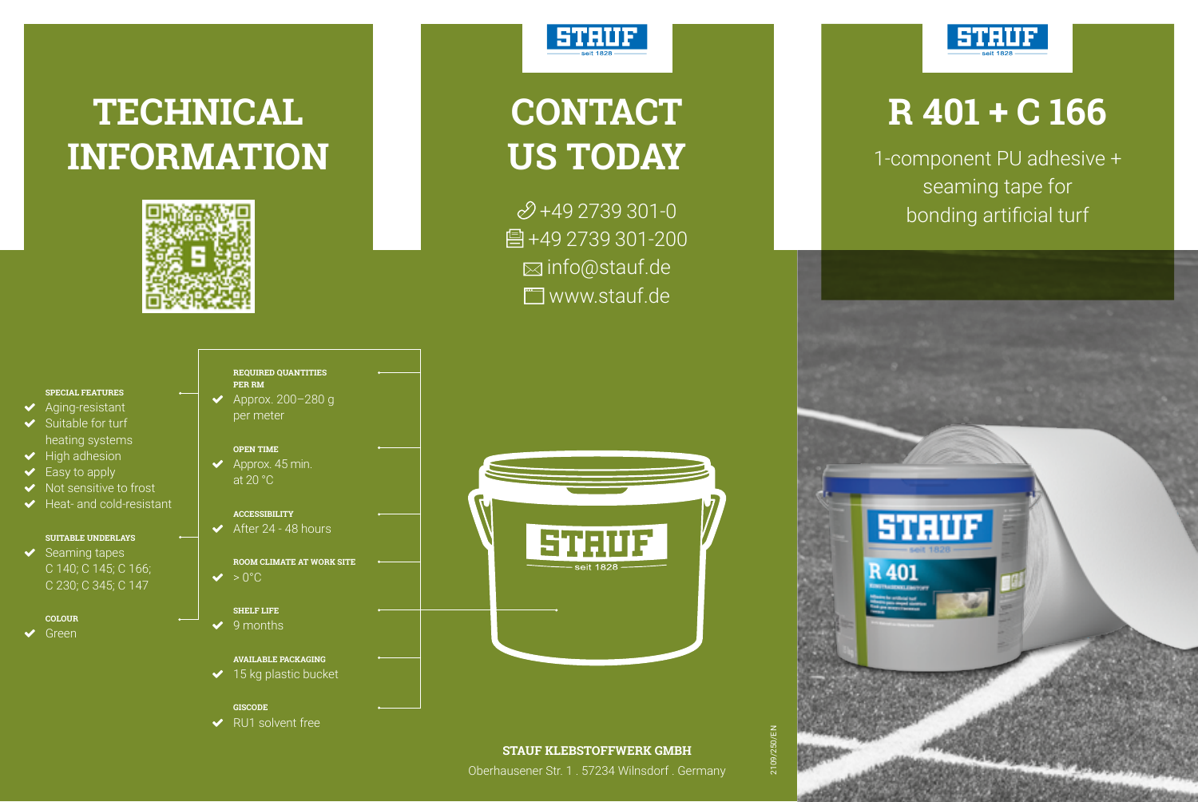# TECHNICAL INFORMATION

**SPECIAL FEATURES**
- Aging-resistant
- Suitable for turf heating systems
- High adhesion
- Easy to apply
- Not sensitive to frost
- Heat- and cold-resistant

**SUITABLE UNDERLAYS**
- Seaming tapes C 140; C 145; C 166; C 230; C 345; C 147

**COLOUR**
- Green

**REQUIRED QUANTITIES PER RM**
- Approx. 200–280 g per meter

**OPEN TIME**
- Approx. 45 min. at 20 °C

**ACCESSIBILITY**
- After 24 - 48 hours

**ROOM CLIMATE AT WORK SITE**
- > 0°C

**SHELF LIFE**
- 9 months

**AVAILABLE PACKAGING**
- 15 kg plastic bucket

**GISCODE**
- RU1 solvent free

# CONTACT US TODAY

+49 2739 301-0
+49 2739 301-200
info@stauf.de
www.stauf.de

**STAUF KLEBSTOFFWERK GMBH**
Oberhausener Str. 1 . 57234 Wilnsdorf . Germany

2109/250/EN

# R 401 + C 166

1-component PU adhesive + seaming tape for bonding artificial turf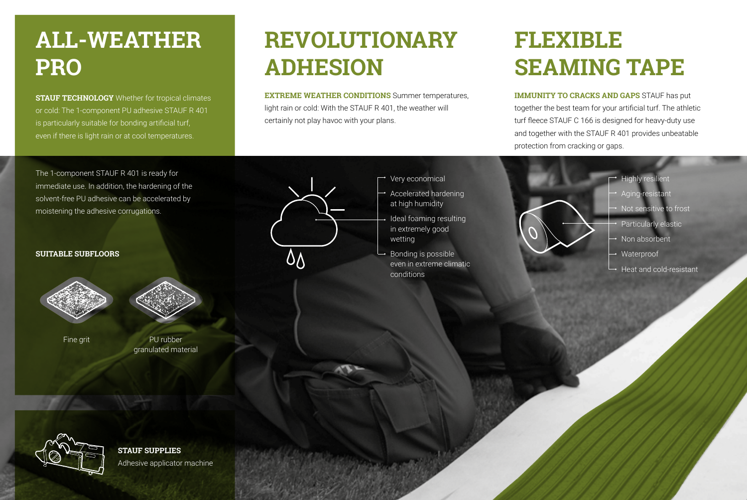# ALL-WEATHER PRO

**STAUF TECHNOLOGY** Whether for tropical climates or cold: The 1-component PU adhesive STAUF R 401 is particularly suitable for bonding artificial turf, even if there is light rain or at cool temperatures.

The 1-component STAUF R 401 is ready for immediate use. In addition, the hardening of the solvent-free PU adhesive can be accelerated by moistening the adhesive corrugations.

**SUITABLE SUBFLOORS**

Fine grit

PU rubber granulated material

**STAUF SUPPLIES**
Adhesive applicator machine

# REVOLUTIONARY ADHESION

**EXTREME WEATHER CONDITIONS** Summer temperatures, light rain or cold: With the STAUF R 401, the weather will certainly not play havoc with your plans.

- Very economical
- Accelerated hardening at high humidity
- Ideal foaming resulting in extremely good wetting
- Bonding is possible even in extreme climatic conditions

# FLEXIBLE SEAMING TAPE

**IMMUNITY TO CRACKS AND GAPS** STAUF has put together the best team for your artificial turf. The athletic turf fleece STAUF C 166 is designed for heavy-duty use and together with the STAUF R 401 provides unbeatable protection from cracking or gaps.

- Highly resilient
- Aging-resistant
- Not sensitive to frost
- Particularly elastic
- Non absorbent
- Waterproof
- Heat and cold-resistant